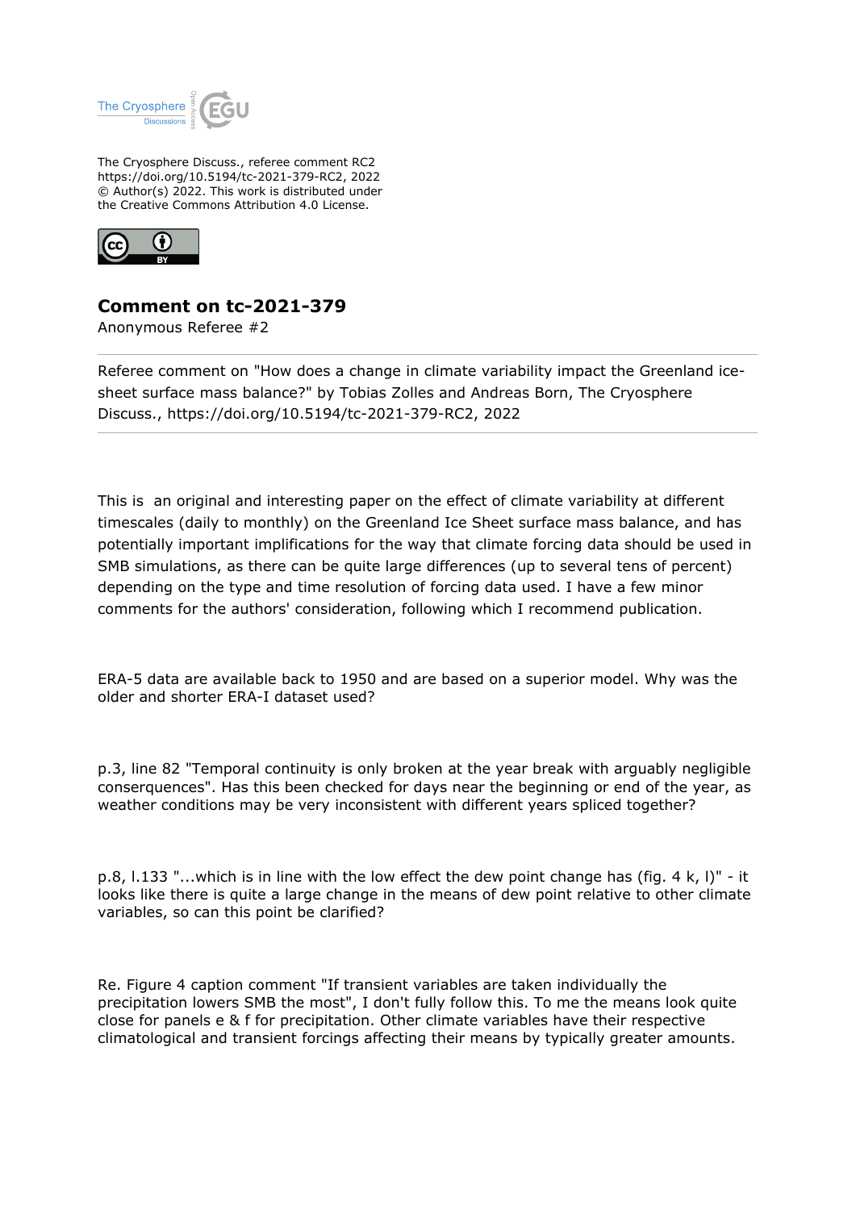The Cryosphere Discuss., referee comment RC2
https://doi.org/10.5194/tc-2021-379-RC2, 2022
© Author(s) 2022. This work is distributed under
the Creative Commons Attribution 4.0 License.

# Comment on tc-2021-379

Anonymous Referee #2

Referee comment on "How does a change in climate variability impact the Greenland ice-sheet surface mass balance?" by Tobias Zolles and Andreas Born, The Cryosphere Discuss., https://doi.org/10.5194/tc-2021-379-RC2, 2022

This is an original and interesting paper on the effect of climate variability at different timescales (daily to monthly) on the Greenland Ice Sheet surface mass balance, and has potentially important implications for the way that climate forcing data should be used in SMB simulations, as there can be quite large differences (up to several tens of percent) depending on the type and time resolution of forcing data used. I have a few minor comments for the authors' consideration, following which I recommend publication.

ERA-5 data are available back to 1950 and are based on a superior model. Why was the older and shorter ERA-I dataset used?

p.3, line 82 "Temporal continuity is only broken at the year break with arguably negligible conserquences". Has this been checked for days near the beginning or end of the year, as weather conditions may be very inconsistent with different years spliced together?

p.8, l.133 "...which is in line with the low effect the dew point change has (fig. 4 k, l)" - it looks like there is quite a large change in the means of dew point relative to other climate variables, so can this point be clarified?

Re. Figure 4 caption comment "If transient variables are taken individually the precipitation lowers SMB the most", I don't fully follow this. To me the means look quite close for panels e & f for precipitation. Other climate variables have their respective climatological and transient forcings affecting their means by typically greater amounts.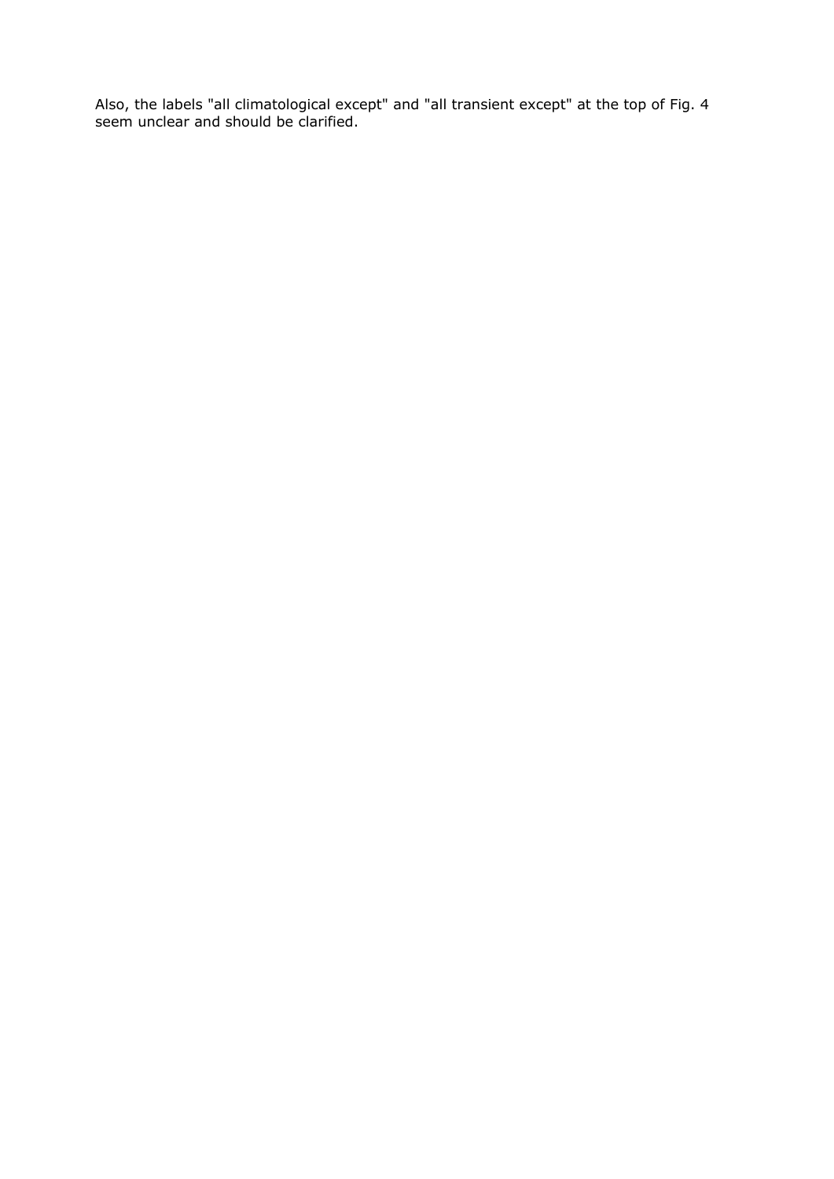Also, the labels "all climatological except" and "all transient except" at the top of Fig. 4 seem unclear and should be clarified.